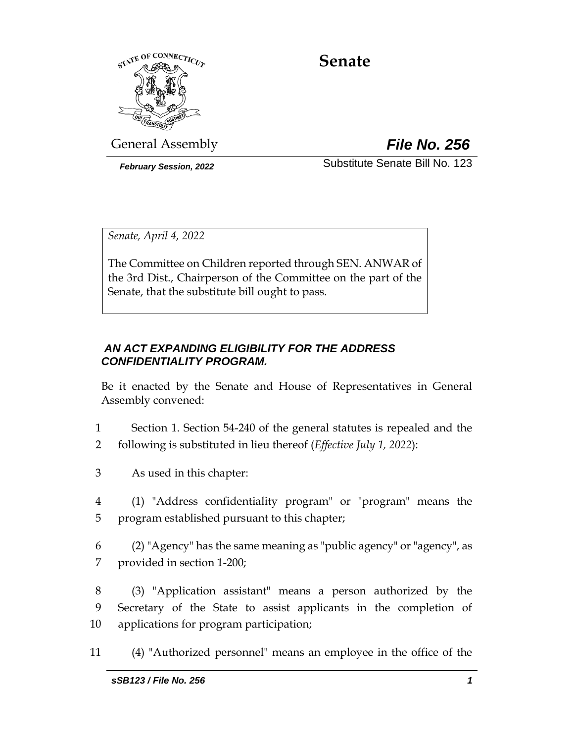# Senate

General Assembly **File No. 256**

*February Session, 2022* Substitute Senate Bill No. 123

*Senate, April 4, 2022*

The Committee on Children reported through SEN. ANWAR of the 3rd Dist., Chairperson of the Committee on the part of the Senate, that the substitute bill ought to pass.

***AN ACT EXPANDING ELIGIBILITY FOR THE ADDRESS CONFIDENTIALITY PROGRAM.***

Be it enacted by the Senate and House of Representatives in General Assembly convened:

1 Section 1. Section 54-240 of the general statutes is repealed and the
2 following is substituted in lieu thereof (*Effective July 1, 2022*):

3 As used in this chapter:

4 (1) "Address confidentiality program" or "program" means the
5 program established pursuant to this chapter;

6 (2) "Agency" has the same meaning as "public agency" or "agency", as
7 provided in section 1-200;

8 (3) "Application assistant" means a person authorized by the
9 Secretary of the State to assist applicants in the completion of
10 applications for program participation;

11 (4) "Authorized personnel" means an employee in the office of the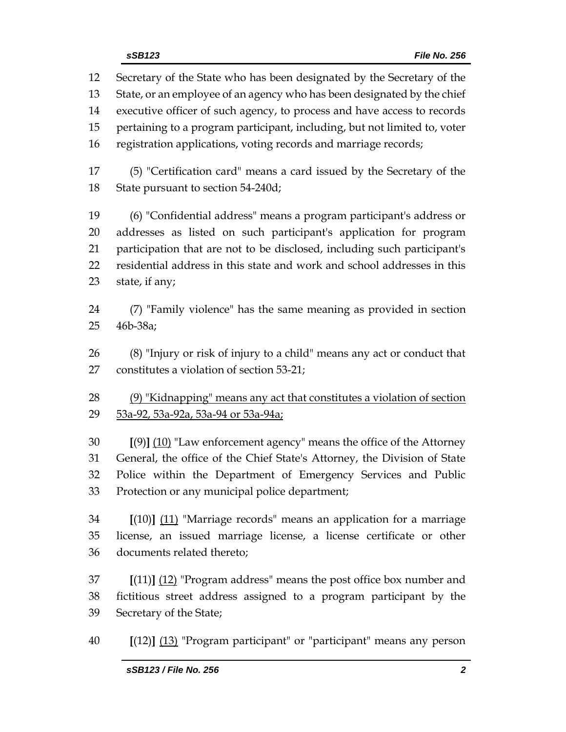Secretary of the State who has been designated by the Secretary of the State, or an employee of an agency who has been designated by the chief executive officer of such agency, to process and have access to records pertaining to a program participant, including, but not limited to, voter registration applications, voting records and marriage records;

(5) "Certification card" means a card issued by the Secretary of the State pursuant to section 54-240d;

(6) "Confidential address" means a program participant's address or addresses as listed on such participant's application for program participation that are not to be disclosed, including such participant's residential address in this state and work and school addresses in this state, if any;

(7) "Family violence" has the same meaning as provided in section 46b-38a;

(8) "Injury or risk of injury to a child" means any act or conduct that constitutes a violation of section 53-21;

<u>(9) "Kidnapping" means any act that constitutes a violation of section 53a-92, 53a-92a, 53a-94 or 53a-94a;</u>

**[**(9)**]** <u>(10)</u> "Law enforcement agency" means the office of the Attorney General, the office of the Chief State's Attorney, the Division of State Police within the Department of Emergency Services and Public Protection or any municipal police department;

**[**(10)**]** <u>(11)</u> "Marriage records" means an application for a marriage license, an issued marriage license, a license certificate or other documents related thereto;

**[**(11)**]** <u>(12)</u> "Program address" means the post office box number and fictitious street address assigned to a program participant by the Secretary of the State;

**[**(12)**]** <u>(13)</u> "Program participant" or "participant" means any person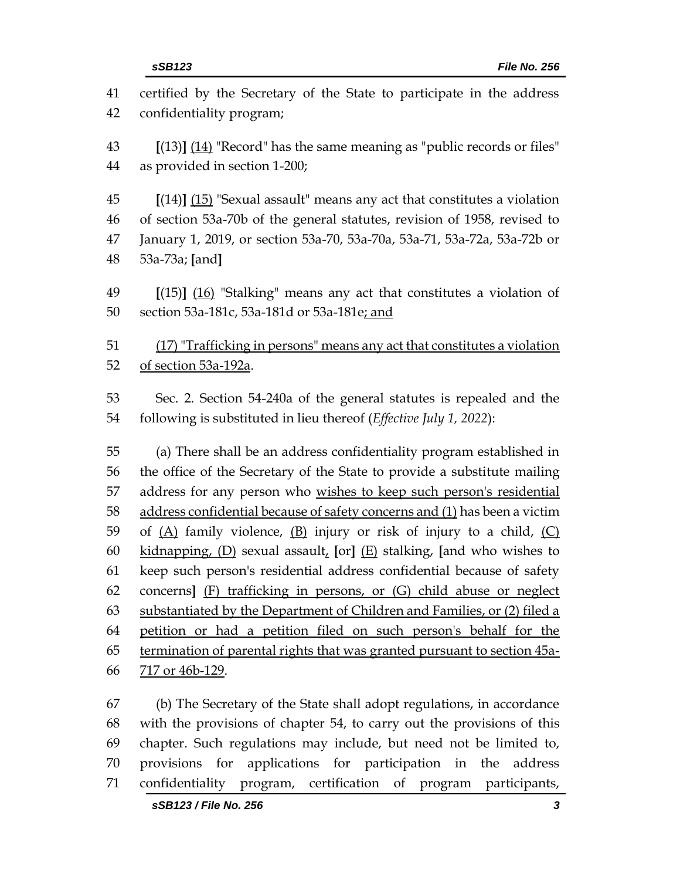41 certified by the Secretary of the State to participate in the address
42 confidentiality program;

43 [(13)] <u>(14)</u> "Record" has the same meaning as "public records or files"
44 as provided in section 1-200;

45 [(14)] <u>(15)</u> "Sexual assault" means any act that constitutes a violation
46 of section 53a-70b of the general statutes, revision of 1958, revised to
47 January 1, 2019, or section 53a-70, 53a-70a, 53a-71, 53a-72a, 53a-72b or
48 53a-73a; [and]

49 [(15)] <u>(16)</u> "Stalking" means any act that constitutes a violation of
50 section 53a-181c, 53a-181d or 53a-181e<u>; and</u>

51 <u>(17) "Trafficking in persons" means any act that constitutes a violation</u>
52 <u>of section 53a-192a</u>.

53 Sec. 2. Section 54-240a of the general statutes is repealed and the
54 following is substituted in lieu thereof (*Effective July 1, 2022*):

55 (a) There shall be an address confidentiality program established in
56 the office of the Secretary of the State to provide a substitute mailing
57 address for any person who <u>wishes to keep such person's residential</u>
58 <u>address confidential because of safety concerns and (1)</u> has been a victim
59 of <u>(A)</u> family violence, <u>(B)</u> injury or risk of injury to a child, <u>(C)</u>
60 <u>kidnapping, (D)</u> sexual assault<u>,</u> [or] <u>(E)</u> stalking, [and who wishes to
61 keep such person's residential address confidential because of safety
62 concerns] <u>(F) trafficking in persons, or (G) child abuse or neglect</u>
63 <u>substantiated by the Department of Children and Families, or (2) filed a</u>
64 <u>petition or had a petition filed on such person's behalf for the</u>
65 <u>termination of parental rights that was granted pursuant to section 45a-</u>
66 <u>717 or 46b-129</u>.

67 (b) The Secretary of the State shall adopt regulations, in accordance
68 with the provisions of chapter 54, to carry out the provisions of this
69 chapter. Such regulations may include, but need not be limited to,
70 provisions for applications for participation in the address
71 confidentiality program, certification of program participants,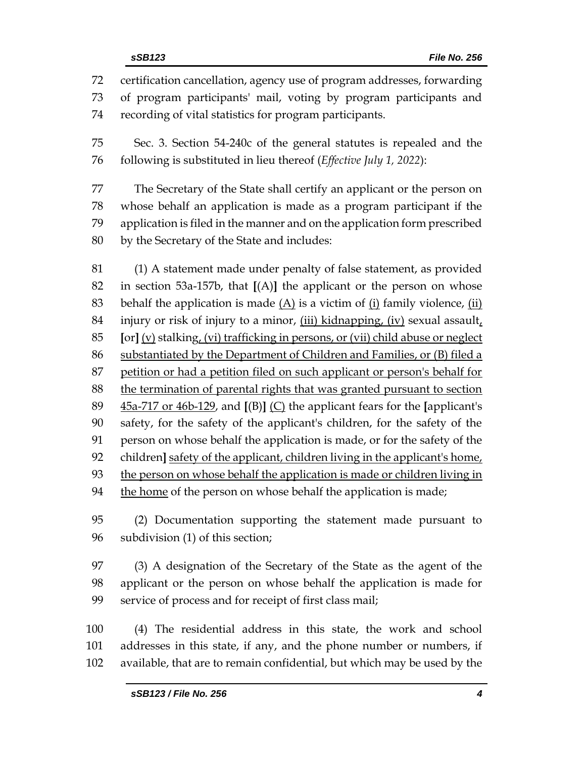certification cancellation, agency use of program addresses, forwarding of program participants' mail, voting by program participants and recording of vital statistics for program participants.

Sec. 3. Section 54-240c of the general statutes is repealed and the following is substituted in lieu thereof (*Effective July 1, 2022*):

The Secretary of the State shall certify an applicant or the person on whose behalf an application is made as a program participant if the application is filed in the manner and on the application form prescribed by the Secretary of the State and includes:

(1) A statement made under penalty of false statement, as provided in section 53a-157b, that **[**(A)**]** the applicant or the person on whose behalf the application is made <u>(A)</u> is a victim of <u>(i)</u> family violence, <u>(ii)</u> injury or risk of injury to a minor, <u>(iii) kidnapping, (iv)</u> sexual assault<u>,</u> **[**or**]** <u>(v)</u> stalking<u>, (vi) trafficking in persons, or (vii) child abuse or neglect substantiated by the Department of Children and Families, or (B) filed a petition or had a petition filed on such applicant or person's behalf for the termination of parental rights that was granted pursuant to section 45a-717 or 46b-129</u>, and **[**(B)**]** <u>(C)</u> the applicant fears for the **[**applicant's safety, for the safety of the applicant's children, for the safety of the person on whose behalf the application is made, or for the safety of the children**]** <u>safety of the applicant, children living in the applicant's home, the person on whose behalf the application is made or children living in the home</u> of the person on whose behalf the application is made;

(2) Documentation supporting the statement made pursuant to subdivision (1) of this section;

(3) A designation of the Secretary of the State as the agent of the applicant or the person on whose behalf the application is made for service of process and for receipt of first class mail;

(4) The residential address in this state, the work and school addresses in this state, if any, and the phone number or numbers, if available, that are to remain confidential, but which may be used by the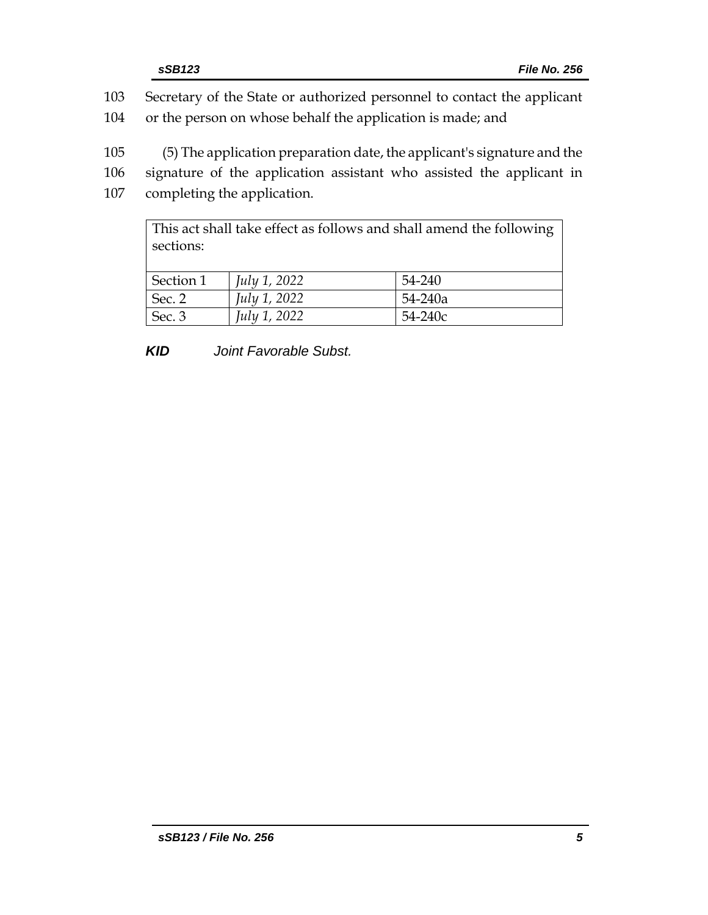103 Secretary of the State or authorized personnel to contact the applicant
104 or the person on whose behalf the application is made; and

105 (5) The application preparation date, the applicant's signature and the
106 signature of the application assistant who assisted the applicant in
107 completing the application.

| This act shall take effect as follows and shall amend the following sections: | | |
|---|---|---|
| Section 1 | *July 1, 2022* | 54-240 |
| Sec. 2 | *July 1, 2022* | 54-240a |
| Sec. 3 | *July 1, 2022* | 54-240c |

***KID*** *Joint Favorable Subst.*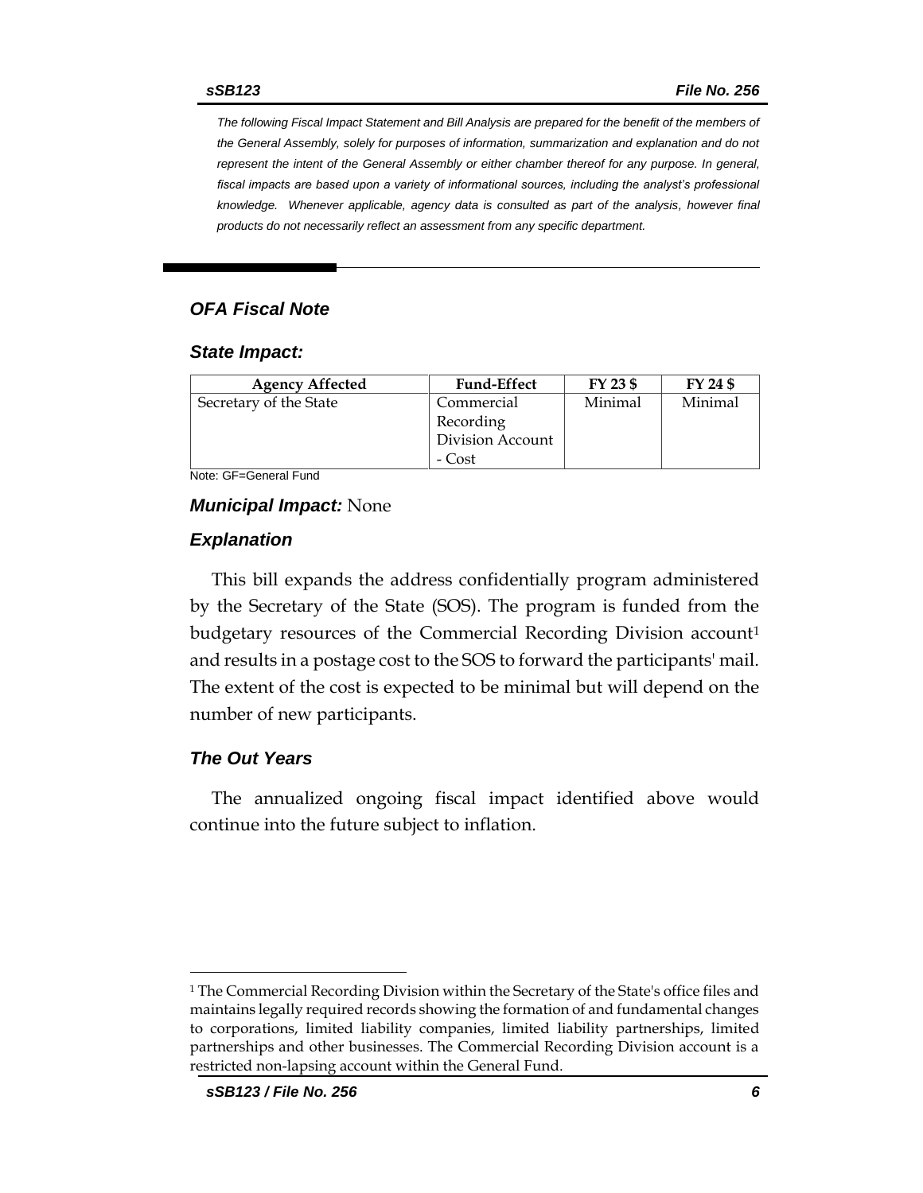*The following Fiscal Impact Statement and Bill Analysis are prepared for the benefit of the members of the General Assembly, solely for purposes of information, summarization and explanation and do not represent the intent of the General Assembly or either chamber thereof for any purpose. In general, fiscal impacts are based upon a variety of informational sources, including the analyst's professional knowledge. Whenever applicable, agency data is consulted as part of the analysis, however final products do not necessarily reflect an assessment from any specific department.*

## *OFA Fiscal Note*

### *State Impact:*

| Agency Affected | Fund-Effect | FY 23 $ | FY 24 $ |
|---|---|---|---|
| Secretary of the State | Commercial Recording Division Account - Cost | Minimal | Minimal |

Note: GF=General Fund

### ***Municipal Impact:*** None

### *Explanation*

This bill expands the address confidentially program administered by the Secretary of the State (SOS). The program is funded from the budgetary resources of the Commercial Recording Division account[1] and results in a postage cost to the SOS to forward the participants' mail. The extent of the cost is expected to be minimal but will depend on the number of new participants.

### *The Out Years*

The annualized ongoing fiscal impact identified above would continue into the future subject to inflation.

[1] The Commercial Recording Division within the Secretary of the State's office files and maintains legally required records showing the formation of and fundamental changes to corporations, limited liability companies, limited liability partnerships, limited partnerships and other businesses. The Commercial Recording Division account is a restricted non-lapsing account within the General Fund.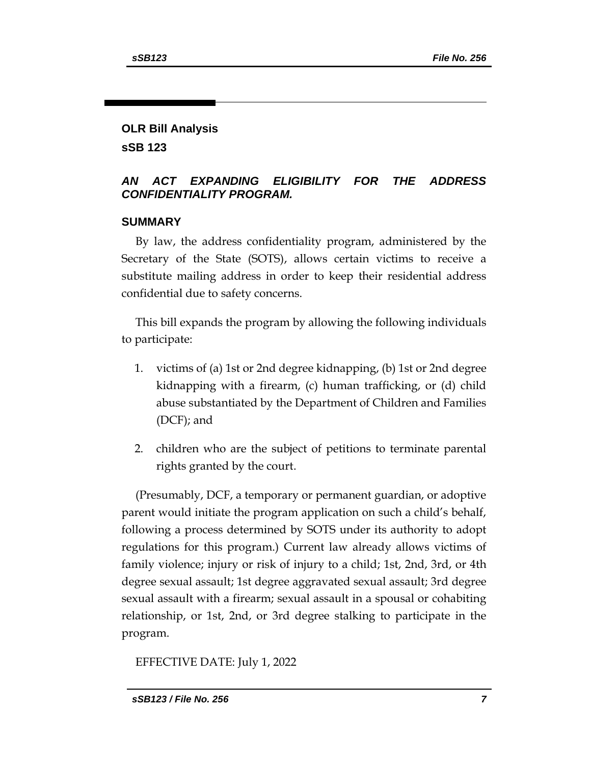## OLR Bill Analysis

## sSB 123

### *AN ACT EXPANDING ELIGIBILITY FOR THE ADDRESS CONFIDENTIALITY PROGRAM.*

### SUMMARY

By law, the address confidentiality program, administered by the Secretary of the State (SOTS), allows certain victims to receive a substitute mailing address in order to keep their residential address confidential due to safety concerns.

This bill expands the program by allowing the following individuals to participate:

1. victims of (a) 1st or 2nd degree kidnapping, (b) 1st or 2nd degree kidnapping with a firearm, (c) human trafficking, or (d) child abuse substantiated by the Department of Children and Families (DCF); and
2. children who are the subject of petitions to terminate parental rights granted by the court.

(Presumably, DCF, a temporary or permanent guardian, or adoptive parent would initiate the program application on such a child's behalf, following a process determined by SOTS under its authority to adopt regulations for this program.) Current law already allows victims of family violence; injury or risk of injury to a child; 1st, 2nd, 3rd, or 4th degree sexual assault; 1st degree aggravated sexual assault; 3rd degree sexual assault with a firearm; sexual assault in a spousal or cohabiting relationship, or 1st, 2nd, or 3rd degree stalking to participate in the program.

EFFECTIVE DATE: July 1, 2022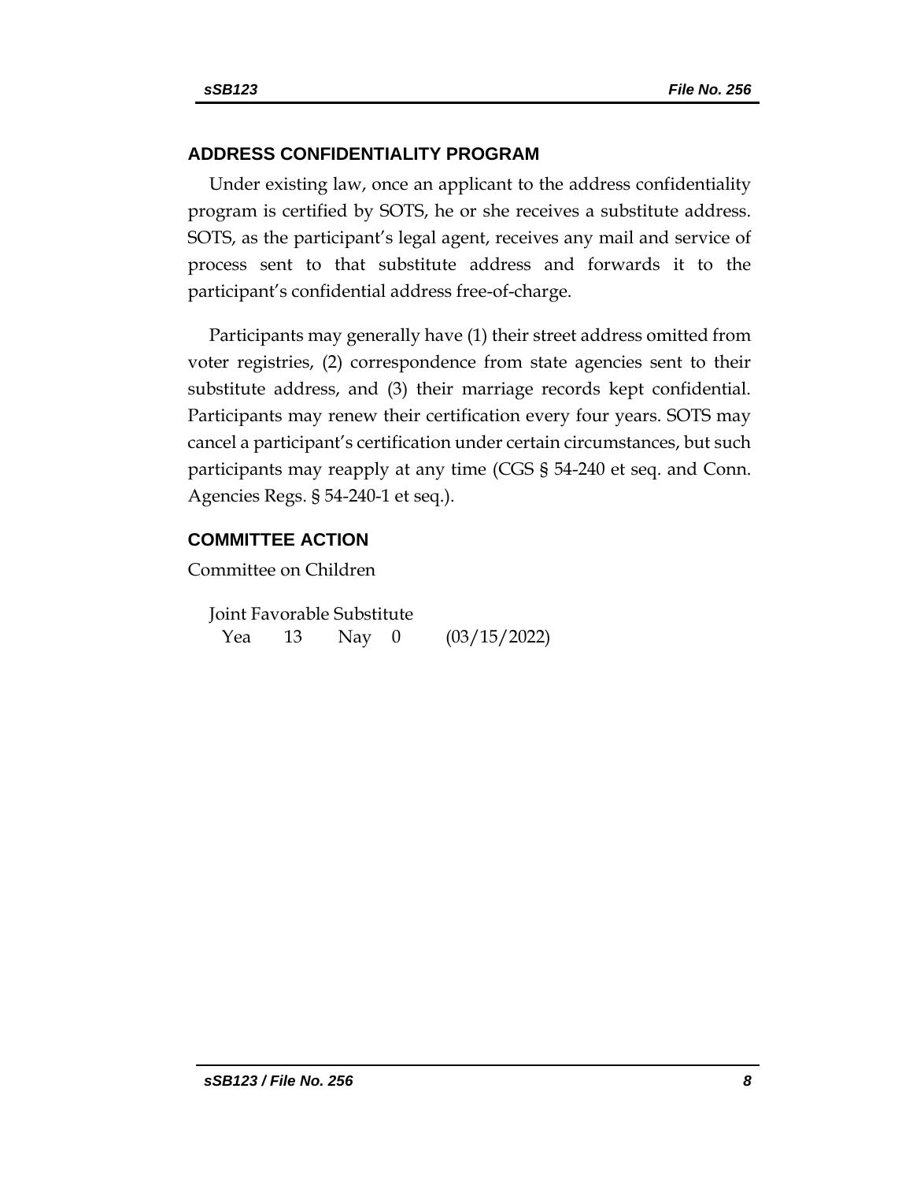## ADDRESS CONFIDENTIALITY PROGRAM

Under existing law, once an applicant to the address confidentiality program is certified by SOTS, he or she receives a substitute address. SOTS, as the participant's legal agent, receives any mail and service of process sent to that substitute address and forwards it to the participant's confidential address free-of-charge.

Participants may generally have (1) their street address omitted from voter registries, (2) correspondence from state agencies sent to their substitute address, and (3) their marriage records kept confidential. Participants may renew their certification every four years. SOTS may cancel a participant's certification under certain circumstances, but such participants may reapply at any time (CGS § 54-240 et seq. and Conn. Agencies Regs. § 54-240-1 et seq.).

## COMMITTEE ACTION

Committee on Children

Joint Favorable Substitute

| | | | | |
|---|---|---|---|---|
| Yea | 13 | Nay | 0 | (03/15/2022) |